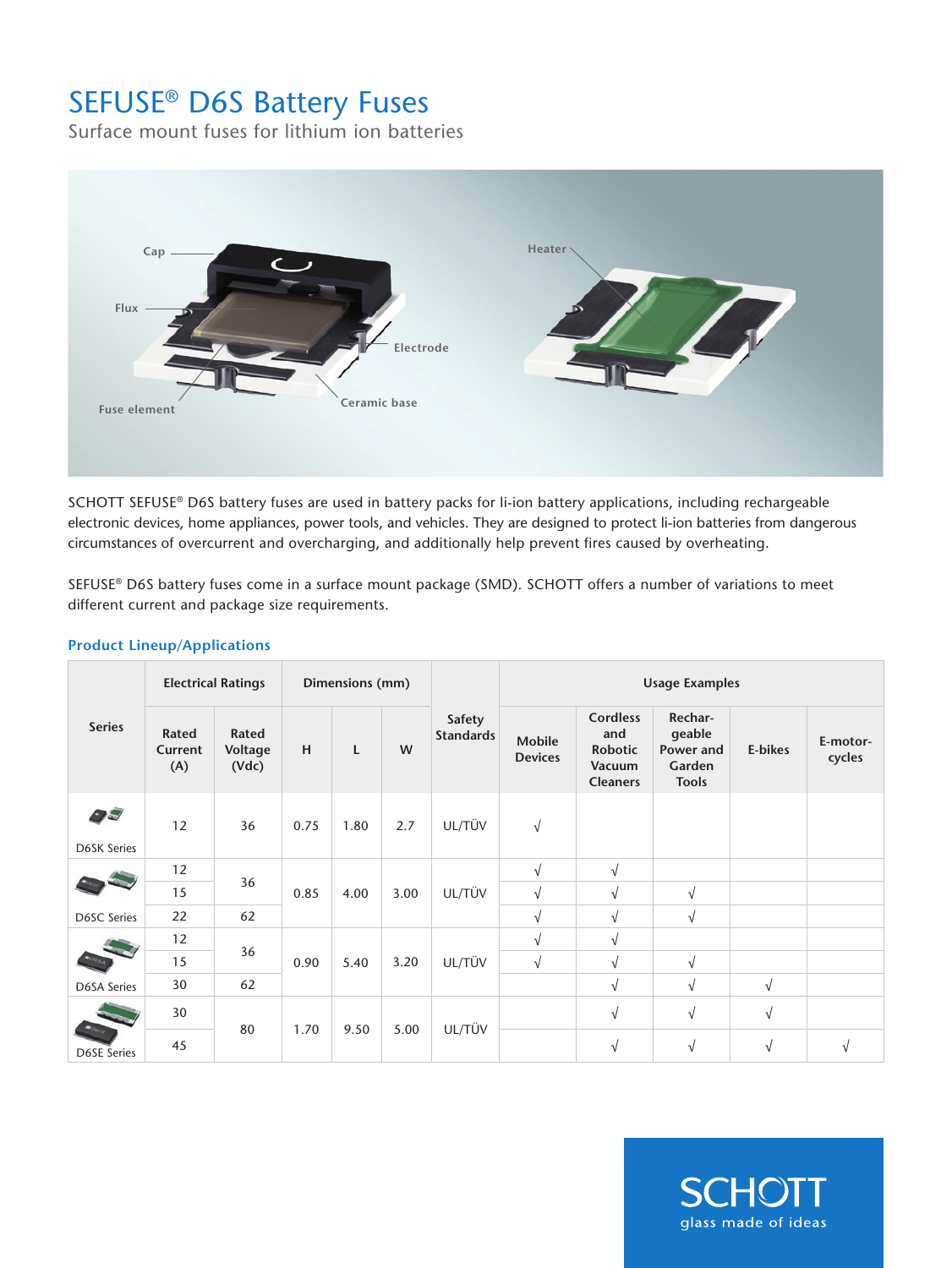# SEFUSE® D6S Battery Fuses

Surface mount fuses for lithium ion batteries

Cap

Flux

Fuse element

Electrode

Ceramic base

Heater

SCHOTT SEFUSE® D6S battery fuses are used in battery packs for li-ion battery applications, including rechargeable electronic devices, home appliances, power tools, and vehicles. They are designed to protect li-ion batteries from dangerous circumstances of overcurrent and overcharging, and additionally help prevent fires caused by overheating.

SEFUSE® D6S battery fuses come in a surface mount package (SMD). SCHOTT offers a number of variations to meet different current and package size requirements.

### Product Lineup/Applications

| Series | Electrical Ratings | | Dimensions (mm) | | | Safety Standards | Usage Examples | | | | |
|---|---|---|---|---|---|---|---|---|---|---|---|
| | Rated Current (A) | Rated Voltage (Vdc) | H | L | W | | Mobile Devices | Cordless and Robotic Vacuum Cleaners | Rechargeable Power and Garden Tools | E-bikes | E-motorcycles |
| D6SK Series | 12 | 36 | 0.75 | 1.80 | 2.7 | UL/TÜV | √ | | | | |
| D6SC Series | 12 | 36 | 0.85 | 4.00 | 3.00 | UL/TÜV | √ | √ | | | |
| | 15 | | | | | | √ | √ | √ | | |
| | 22 | 62 | | | | | √ | √ | √ | | |
| D6SA Series | 12 | 36 | 0.90 | 5.40 | 3.20 | UL/TÜV | √ | √ | | | |
| | 15 | | | | | | √ | √ | √ | | |
| | 30 | 62 | | | | | | √ | √ | √ | |
| D6SE Series | 30 | 80 | 1.70 | 9.50 | 5.00 | UL/TÜV | | √ | √ | √ | |
| | 45 | | | | | | | √ | √ | √ | √ |

SCHOTT
glass made of ideas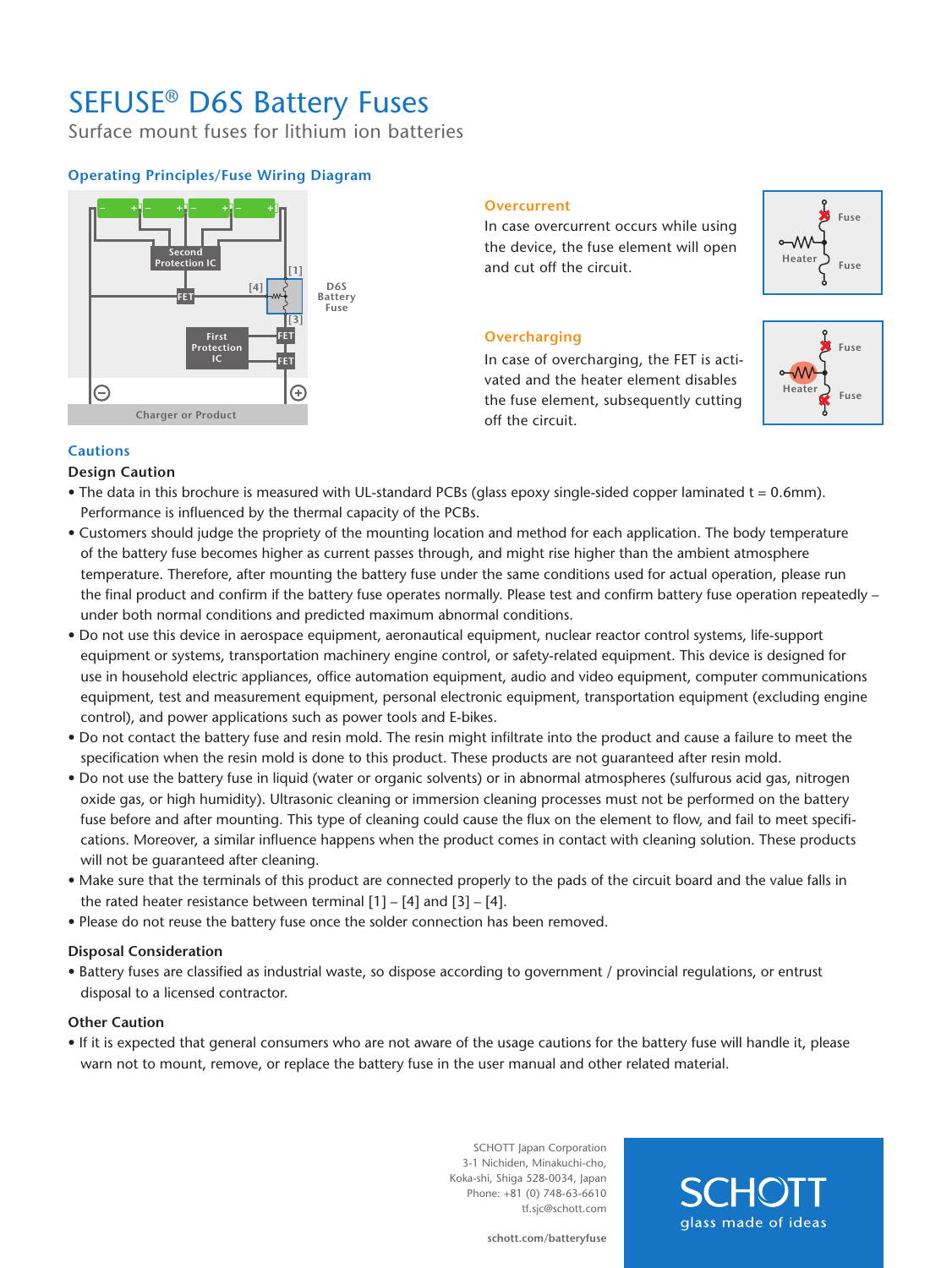# SEFUSE® D6S Battery Fuses

Surface mount fuses for lithium ion batteries

## Operating Principles/Fuse Wiring Diagram

Second Protection IC

FET

[1]

[4]

[3]

D6S Battery Fuse

First Protection IC

FET

FET

Charger or Product

### Overcurrent

In case overcurrent occurs while using the device, the fuse element will open and cut off the circuit.

Fuse

Heater

Fuse

### Overcharging

In case of overcharging, the FET is activated and the heater element disables the fuse element, subsequently cutting off the circuit.

Fuse

Heater

Fuse

## Cautions

### Design Caution

- The data in this brochure is measured with UL-standard PCBs (glass epoxy single-sided copper laminated t = 0.6mm). Performance is influenced by the thermal capacity of the PCBs.
- Customers should judge the propriety of the mounting location and method for each application. The body temperature of the battery fuse becomes higher as current passes through, and might rise higher than the ambient atmosphere temperature. Therefore, after mounting the battery fuse under the same conditions used for actual operation, please run the final product and confirm if the battery fuse operates normally. Please test and confirm battery fuse operation repeatedly – under both normal conditions and predicted maximum abnormal conditions.
- Do not use this device in aerospace equipment, aeronautical equipment, nuclear reactor control systems, life-support equipment or systems, transportation machinery engine control, or safety-related equipment. This device is designed for use in household electric appliances, office automation equipment, audio and video equipment, computer communications equipment, test and measurement equipment, personal electronic equipment, transportation equipment (excluding engine control), and power applications such as power tools and E-bikes.
- Do not contact the battery fuse and resin mold. The resin might infiltrate into the product and cause a failure to meet the specification when the resin mold is done to this product. These products are not guaranteed after resin mold.
- Do not use the battery fuse in liquid (water or organic solvents) or in abnormal atmospheres (sulfurous acid gas, nitrogen oxide gas, or high humidity). Ultrasonic cleaning or immersion cleaning processes must not be performed on the battery fuse before and after mounting. This type of cleaning could cause the flux on the element to flow, and fail to meet specifications. Moreover, a similar influence happens when the product comes in contact with cleaning solution. These products will not be guaranteed after cleaning.
- Make sure that the terminals of this product are connected properly to the pads of the circuit board and the value falls in the rated heater resistance between terminal [1] – [4] and [3] – [4].
- Please do not reuse the battery fuse once the solder connection has been removed.

### Disposal Consideration

- Battery fuses are classified as industrial waste, so dispose according to government / provincial regulations, or entrust disposal to a licensed contractor.

### Other Caution

- If it is expected that general consumers who are not aware of the usage cautions for the battery fuse will handle it, please warn not to mount, remove, or replace the battery fuse in the user manual and other related material.

SCHOTT Japan Corporation
3-1 Nichiden, Minakuchi-cho,
Koka-shi, Shiga 528-0034, Japan
Phone: +81 (0) 748-63-6610
tf.sjc@schott.com

schott.com/batteryfuse

SCHOTT
glass made of ideas